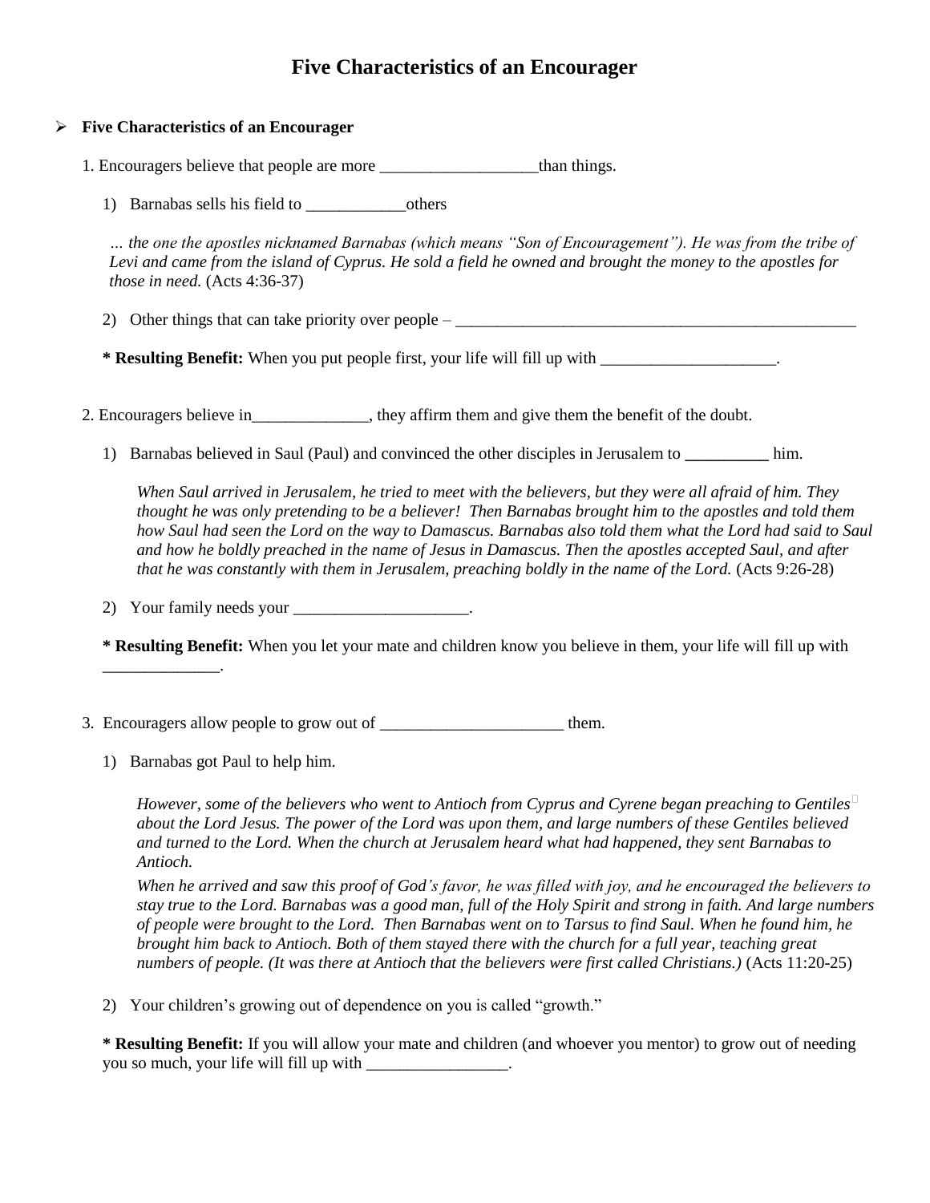# Five Characteristics of an Encourager

- **Five Characteristics of an Encourager**

1. Encouragers believe that people are more ___________________than things.

    1) Barnabas sells his field to ____________others

    *… the one the apostles nicknamed Barnabas (which means "Son of Encouragement"). He was from the tribe of Levi and came from the island of Cyprus. He sold a field he owned and brought the money to the apostles for those in need.* (Acts 4:36-37)

    2) Other things that can take priority over people – ___________________________________________________

    **\* Resulting Benefit:** When you put people first, your life will fill up with _____________________.

2. Encouragers believe in______________, they affirm them and give them the benefit of the doubt.

    1) Barnabas believed in Saul (Paul) and convinced the other disciples in Jerusalem to __________ him.

    *When Saul arrived in Jerusalem, he tried to meet with the believers, but they were all afraid of him. They thought he was only pretending to be a believer! Then Barnabas brought him to the apostles and told them how Saul had seen the Lord on the way to Damascus. Barnabas also told them what the Lord had said to Saul and how he boldly preached in the name of Jesus in Damascus. Then the apostles accepted Saul, and after that he was constantly with them in Jerusalem, preaching boldly in the name of the Lord.* (Acts 9:26-28)

    2) Your family needs your _____________________.

    **\* Resulting Benefit:** When you let your mate and children know you believe in them, your life will fill up with ______________.

3. Encouragers allow people to grow out of ______________________ them.

    1) Barnabas got Paul to help him.

    *However, some of the believers who went to Antioch from Cyprus and Cyrene began preaching to Gentiles about the Lord Jesus. The power of the Lord was upon them, and large numbers of these Gentiles believed and turned to the Lord. When the church at Jerusalem heard what had happened, they sent Barnabas to Antioch.*

    *When he arrived and saw this proof of God's favor, he was filled with joy, and he encouraged the believers to stay true to the Lord. Barnabas was a good man, full of the Holy Spirit and strong in faith. And large numbers of people were brought to the Lord. Then Barnabas went on to Tarsus to find Saul. When he found him, he brought him back to Antioch. Both of them stayed there with the church for a full year, teaching great numbers of people. (It was there at Antioch that the believers were first called Christians.)* (Acts 11:20-25)

    2) Your children's growing out of dependence on you is called "growth."

    **\* Resulting Benefit:** If you will allow your mate and children (and whoever you mentor) to grow out of needing you so much, your life will fill up with _________________.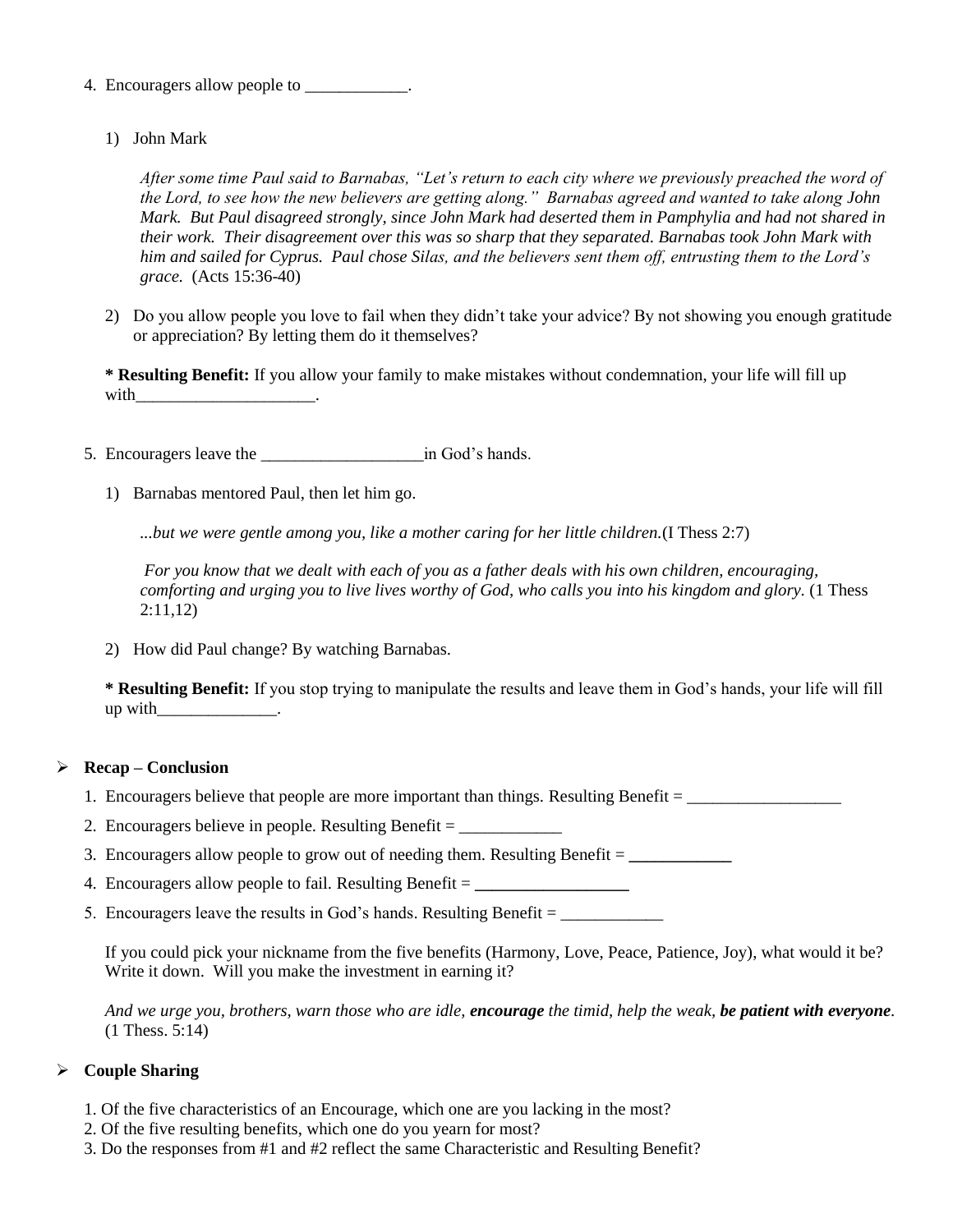4. Encouragers allow people to ____________.

   1) John Mark

      *After some time Paul said to Barnabas, "Let's return to each city where we previously preached the word of the Lord, to see how the new believers are getting along." Barnabas agreed and wanted to take along John Mark. But Paul disagreed strongly, since John Mark had deserted them in Pamphylia and had not shared in their work. Their disagreement over this was so sharp that they separated. Barnabas took John Mark with him and sailed for Cyprus. Paul chose Silas, and the believers sent them off, entrusting them to the Lord's grace.* (Acts 15:36-40)

   2) Do you allow people you love to fail when they didn't take your advice? By not showing you enough gratitude or appreciation? By letting them do it themselves?

   **\* Resulting Benefit:** If you allow your family to make mistakes without condemnation, your life will fill up with_____________________.

5. Encouragers leave the ___________________in God's hands.

   1) Barnabas mentored Paul, then let him go.

      *...but we were gentle among you, like a mother caring for her little children.*(I Thess 2:7)

      *For you know that we dealt with each of you as a father deals with his own children, encouraging, comforting and urging you to live lives worthy of God, who calls you into his kingdom and glory*. (1 Thess 2:11,12)

   2) How did Paul change? By watching Barnabas.

   **\* Resulting Benefit:** If you stop trying to manipulate the results and leave them in God's hands, your life will fill up with______________.

- **Recap – Conclusion**

  1. Encouragers believe that people are more important than things. Resulting Benefit = __________________
  2. Encouragers believe in people. Resulting Benefit = ____________
  3. Encouragers allow people to grow out of needing them. Resulting Benefit = ____________
  4. Encouragers allow people to fail. Resulting Benefit = __________________
  5. Encouragers leave the results in God's hands. Resulting Benefit = ____________

  If you could pick your nickname from the five benefits (Harmony, Love, Peace, Patience, Joy), what would it be? Write it down. Will you make the investment in earning it?

  *And we urge you, brothers, warn those who are idle, **encourage** the timid, help the weak, **be patient with everyone**.* (1 Thess. 5:14)

- **Couple Sharing**

  1. Of the five characteristics of an Encourage, which one are you lacking in the most?
  2. Of the five resulting benefits, which one do you yearn for most?
  3. Do the responses from #1 and #2 reflect the same Characteristic and Resulting Benefit?